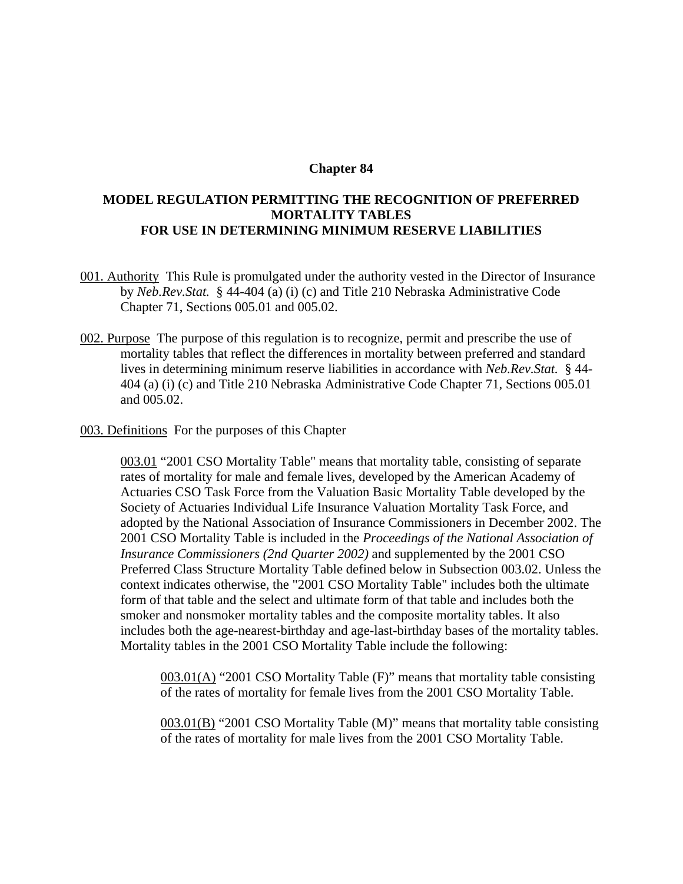# Chapter 84

## MODEL REGULATION PERMITTING THE RECOGNITION OF PREFERRED MORTALITY TABLES FOR USE IN DETERMINING MINIMUM RESERVE LIABILITIES

001. Authority This Rule is promulgated under the authority vested in the Director of Insurance by *Neb.Rev.Stat.* § 44-404 (a) (i) (c) and Title 210 Nebraska Administrative Code Chapter 71, Sections 005.01 and 005.02.

002. Purpose The purpose of this regulation is to recognize, permit and prescribe the use of mortality tables that reflect the differences in mortality between preferred and standard lives in determining minimum reserve liabilities in accordance with *Neb.Rev.Stat.* § 44-404 (a) (i) (c) and Title 210 Nebraska Administrative Code Chapter 71, Sections 005.01 and 005.02.

003. Definitions For the purposes of this Chapter

003.01 "2001 CSO Mortality Table" means that mortality table, consisting of separate rates of mortality for male and female lives, developed by the American Academy of Actuaries CSO Task Force from the Valuation Basic Mortality Table developed by the Society of Actuaries Individual Life Insurance Valuation Mortality Task Force, and adopted by the National Association of Insurance Commissioners in December 2002. The 2001 CSO Mortality Table is included in the *Proceedings of the National Association of Insurance Commissioners (2nd Quarter 2002)* and supplemented by the 2001 CSO Preferred Class Structure Mortality Table defined below in Subsection 003.02. Unless the context indicates otherwise, the "2001 CSO Mortality Table" includes both the ultimate form of that table and the select and ultimate form of that table and includes both the smoker and nonsmoker mortality tables and the composite mortality tables. It also includes both the age-nearest-birthday and age-last-birthday bases of the mortality tables. Mortality tables in the 2001 CSO Mortality Table include the following:

003.01(A) "2001 CSO Mortality Table (F)" means that mortality table consisting of the rates of mortality for female lives from the 2001 CSO Mortality Table.

003.01(B) "2001 CSO Mortality Table (M)" means that mortality table consisting of the rates of mortality for male lives from the 2001 CSO Mortality Table.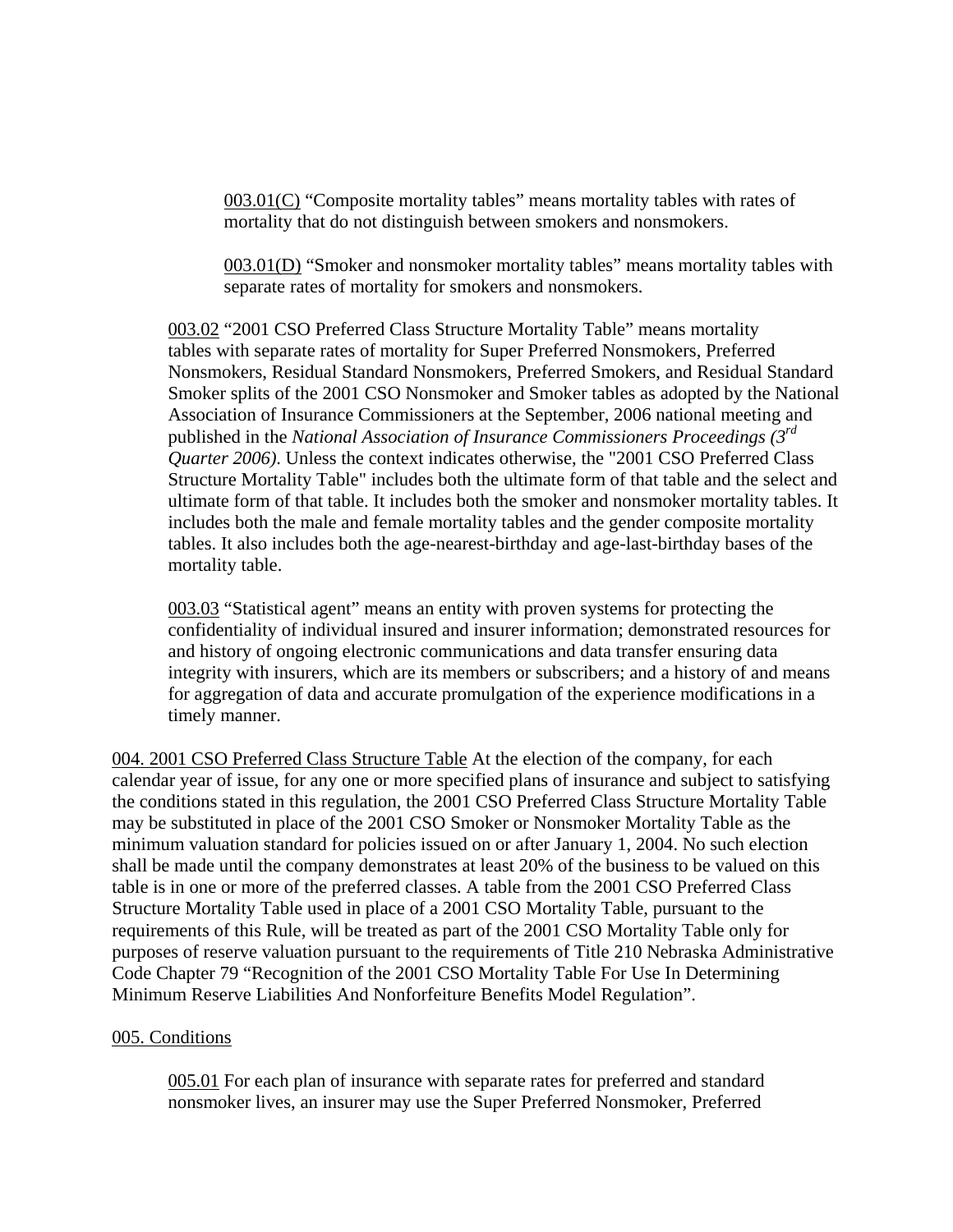003.01(C) "Composite mortality tables" means mortality tables with rates of mortality that do not distinguish between smokers and nonsmokers.

003.01(D) "Smoker and nonsmoker mortality tables" means mortality tables with separate rates of mortality for smokers and nonsmokers.

003.02 "2001 CSO Preferred Class Structure Mortality Table" means mortality tables with separate rates of mortality for Super Preferred Nonsmokers, Preferred Nonsmokers, Residual Standard Nonsmokers, Preferred Smokers, and Residual Standard Smoker splits of the 2001 CSO Nonsmoker and Smoker tables as adopted by the National Association of Insurance Commissioners at the September, 2006 national meeting and published in the *National Association of Insurance Commissioners Proceedings (3rd Quarter 2006)*. Unless the context indicates otherwise, the "2001 CSO Preferred Class Structure Mortality Table" includes both the ultimate form of that table and the select and ultimate form of that table. It includes both the smoker and nonsmoker mortality tables. It includes both the male and female mortality tables and the gender composite mortality tables. It also includes both the age-nearest-birthday and age-last-birthday bases of the mortality table.

003.03 "Statistical agent" means an entity with proven systems for protecting the confidentiality of individual insured and insurer information; demonstrated resources for and history of ongoing electronic communications and data transfer ensuring data integrity with insurers, which are its members or subscribers; and a history of and means for aggregation of data and accurate promulgation of the experience modifications in a timely manner.

004. 2001 CSO Preferred Class Structure Table At the election of the company, for each calendar year of issue, for any one or more specified plans of insurance and subject to satisfying the conditions stated in this regulation, the 2001 CSO Preferred Class Structure Mortality Table may be substituted in place of the 2001 CSO Smoker or Nonsmoker Mortality Table as the minimum valuation standard for policies issued on or after January 1, 2004. No such election shall be made until the company demonstrates at least 20% of the business to be valued on this table is in one or more of the preferred classes. A table from the 2001 CSO Preferred Class Structure Mortality Table used in place of a 2001 CSO Mortality Table, pursuant to the requirements of this Rule, will be treated as part of the 2001 CSO Mortality Table only for purposes of reserve valuation pursuant to the requirements of Title 210 Nebraska Administrative Code Chapter 79 "Recognition of the 2001 CSO Mortality Table For Use In Determining Minimum Reserve Liabilities And Nonforfeiture Benefits Model Regulation".

005. Conditions

005.01 For each plan of insurance with separate rates for preferred and standard nonsmoker lives, an insurer may use the Super Preferred Nonsmoker, Preferred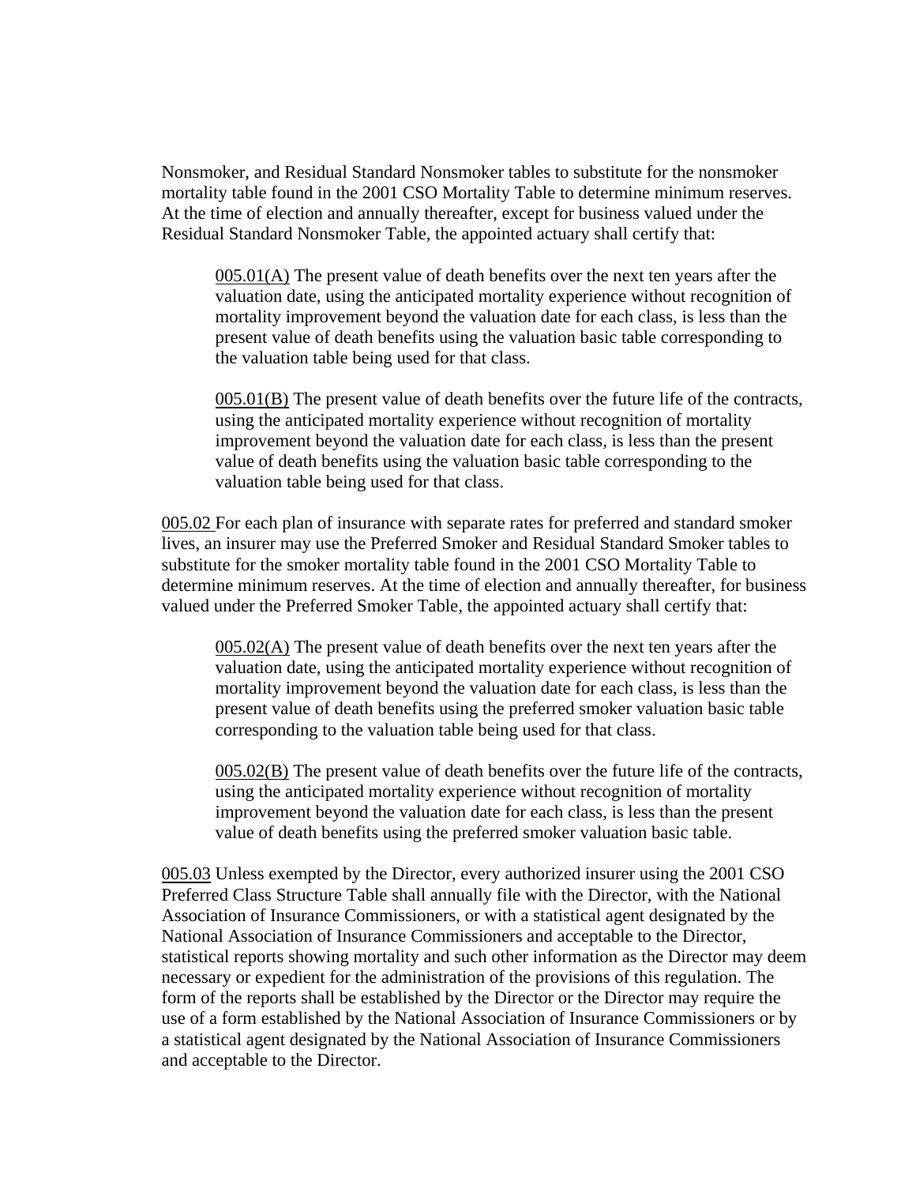Nonsmoker, and Residual Standard Nonsmoker tables to substitute for the nonsmoker mortality table found in the 2001 CSO Mortality Table to determine minimum reserves. At the time of election and annually thereafter, except for business valued under the Residual Standard Nonsmoker Table, the appointed actuary shall certify that:

> 005.01(A) The present value of death benefits over the next ten years after the valuation date, using the anticipated mortality experience without recognition of mortality improvement beyond the valuation date for each class, is less than the present value of death benefits using the valuation basic table corresponding to the valuation table being used for that class.
>
> 005.01(B) The present value of death benefits over the future life of the contracts, using the anticipated mortality experience without recognition of mortality improvement beyond the valuation date for each class, is less than the present value of death benefits using the valuation basic table corresponding to the valuation table being used for that class.

005.02 For each plan of insurance with separate rates for preferred and standard smoker lives, an insurer may use the Preferred Smoker and Residual Standard Smoker tables to substitute for the smoker mortality table found in the 2001 CSO Mortality Table to determine minimum reserves. At the time of election and annually thereafter, for business valued under the Preferred Smoker Table, the appointed actuary shall certify that:

> 005.02(A) The present value of death benefits over the next ten years after the valuation date, using the anticipated mortality experience without recognition of mortality improvement beyond the valuation date for each class, is less than the present value of death benefits using the preferred smoker valuation basic table corresponding to the valuation table being used for that class.
>
> 005.02(B) The present value of death benefits over the future life of the contracts, using the anticipated mortality experience without recognition of mortality improvement beyond the valuation date for each class, is less than the present value of death benefits using the preferred smoker valuation basic table.

005.03 Unless exempted by the Director, every authorized insurer using the 2001 CSO Preferred Class Structure Table shall annually file with the Director, with the National Association of Insurance Commissioners, or with a statistical agent designated by the National Association of Insurance Commissioners and acceptable to the Director, statistical reports showing mortality and such other information as the Director may deem necessary or expedient for the administration of the provisions of this regulation. The form of the reports shall be established by the Director or the Director may require the use of a form established by the National Association of Insurance Commissioners or by a statistical agent designated by the National Association of Insurance Commissioners and acceptable to the Director.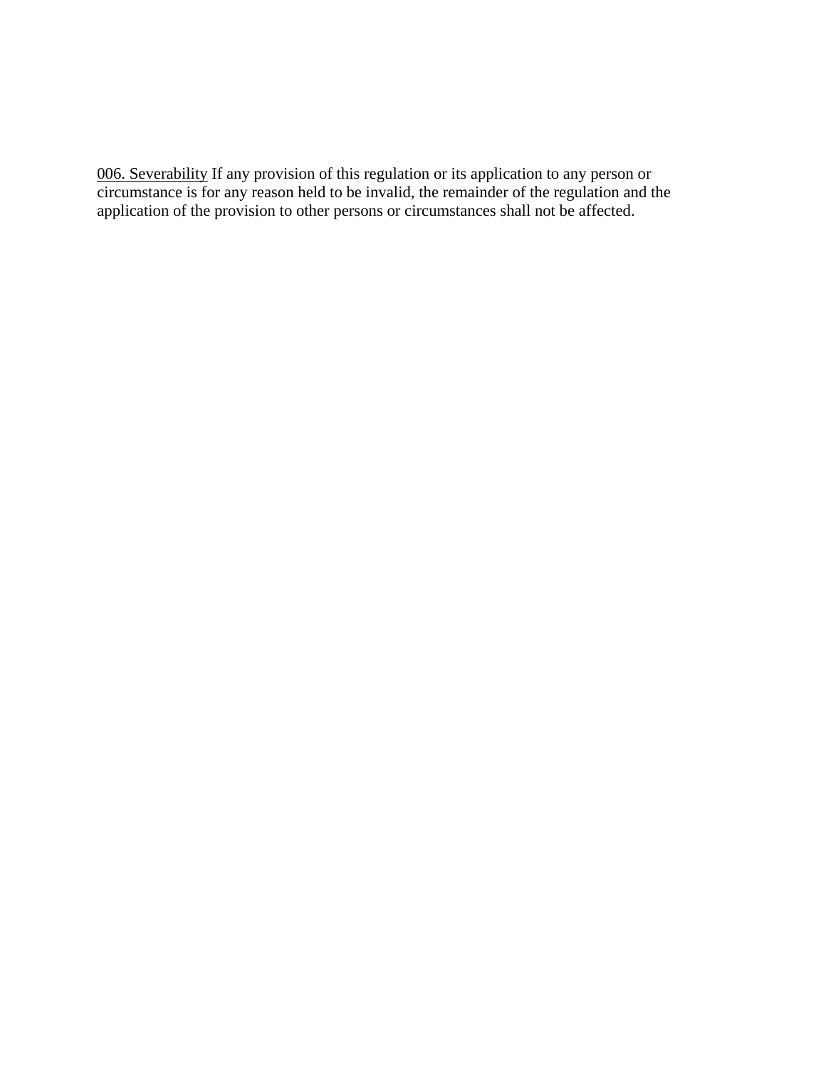<u>006. Severability</u> If any provision of this regulation or its application to any person or circumstance is for any reason held to be invalid, the remainder of the regulation and the application of the provision to other persons or circumstances shall not be affected.